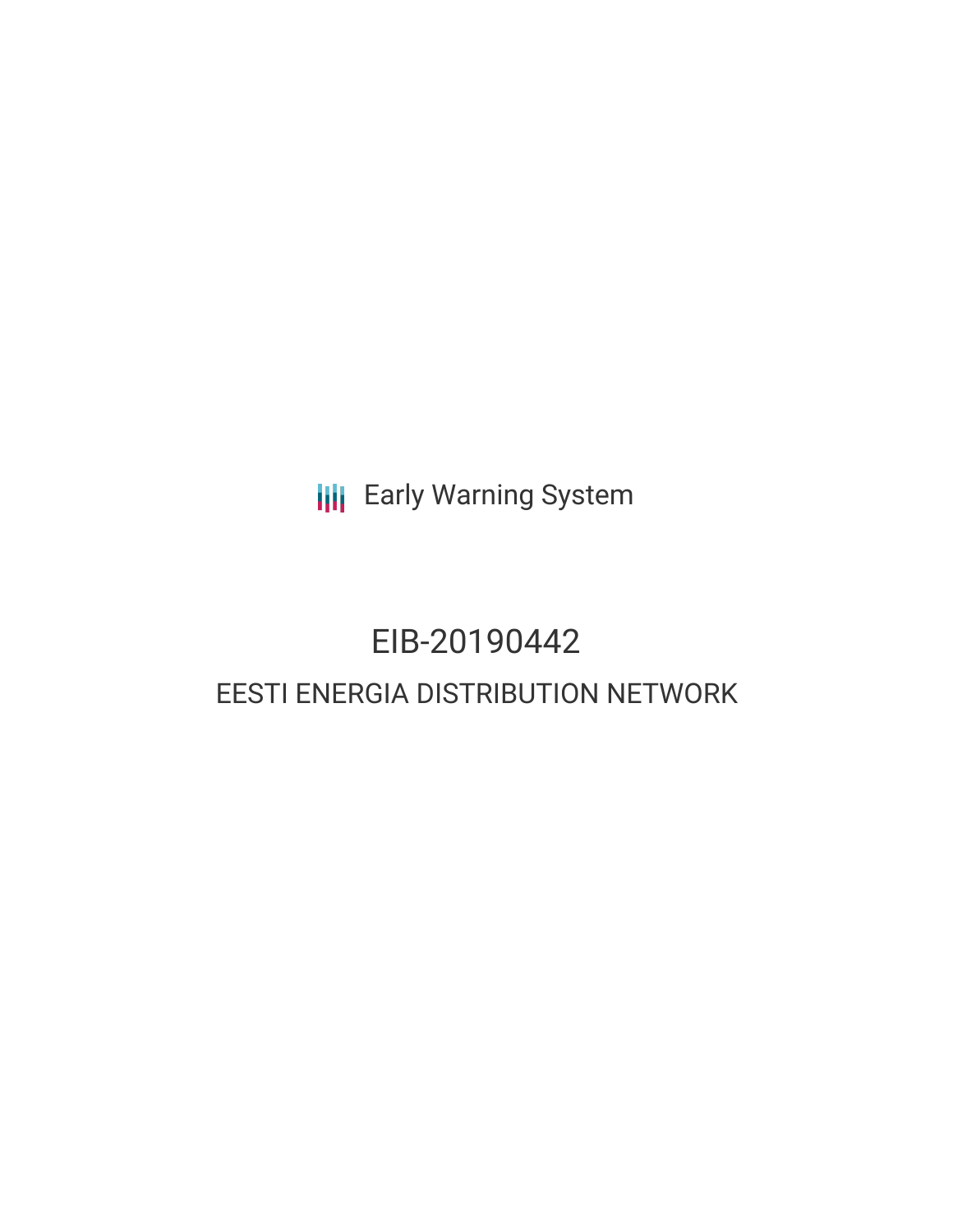Early Warning System

# EIB-20190442

## EESTI ENERGIA DISTRIBUTION NETWORK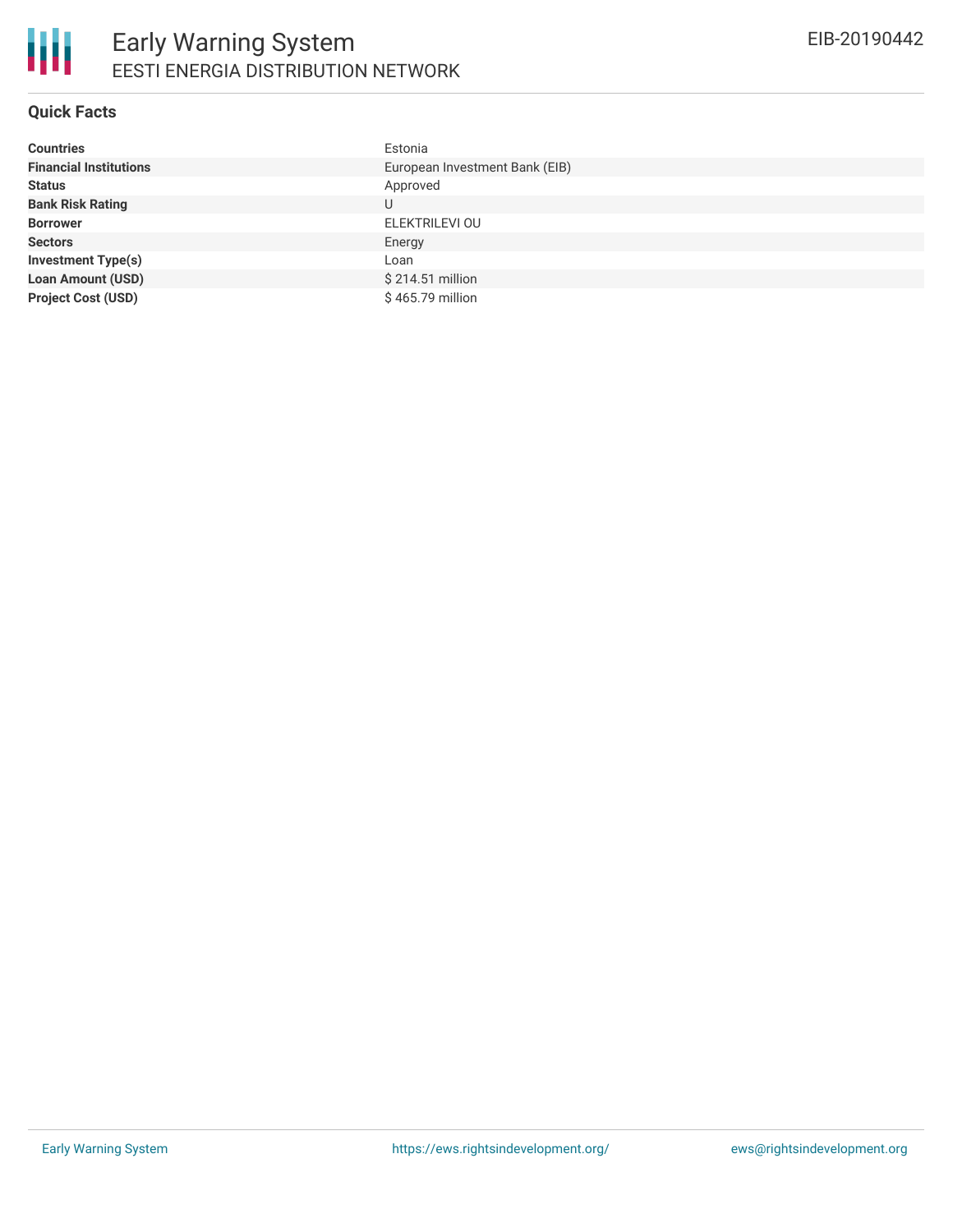# Early Warning System

EESTI ENERGIA DISTRIBUTION NETWORK

EIB-20190442

## Quick Facts

| | |
|---|---|
| **Countries** | Estonia |
| **Financial Institutions** | European Investment Bank (EIB) |
| **Status** | Approved |
| **Bank Risk Rating** | U |
| **Borrower** | ELEKTRILEVI OU |
| **Sectors** | Energy |
| **Investment Type(s)** | Loan |
| **Loan Amount (USD)** | $ 214.51 million |
| **Project Cost (USD)** | $ 465.79 million |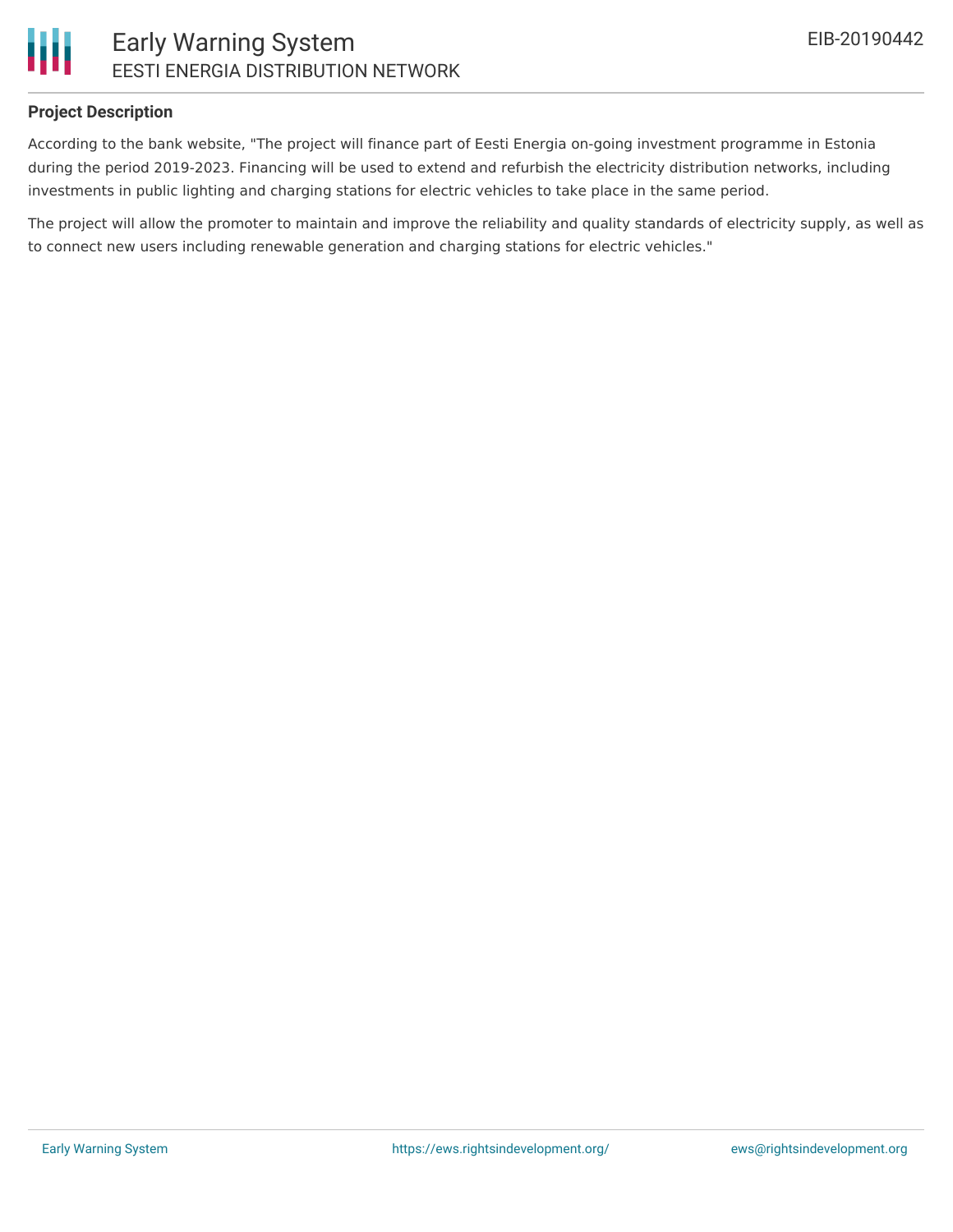**Project Description**

According to the bank website, "The project will finance part of Eesti Energia on-going investment programme in Estonia during the period 2019-2023. Financing will be used to extend and refurbish the electricity distribution networks, including investments in public lighting and charging stations for electric vehicles to take place in the same period.

The project will allow the promoter to maintain and improve the reliability and quality standards of electricity supply, as well as to connect new users including renewable generation and charging stations for electric vehicles."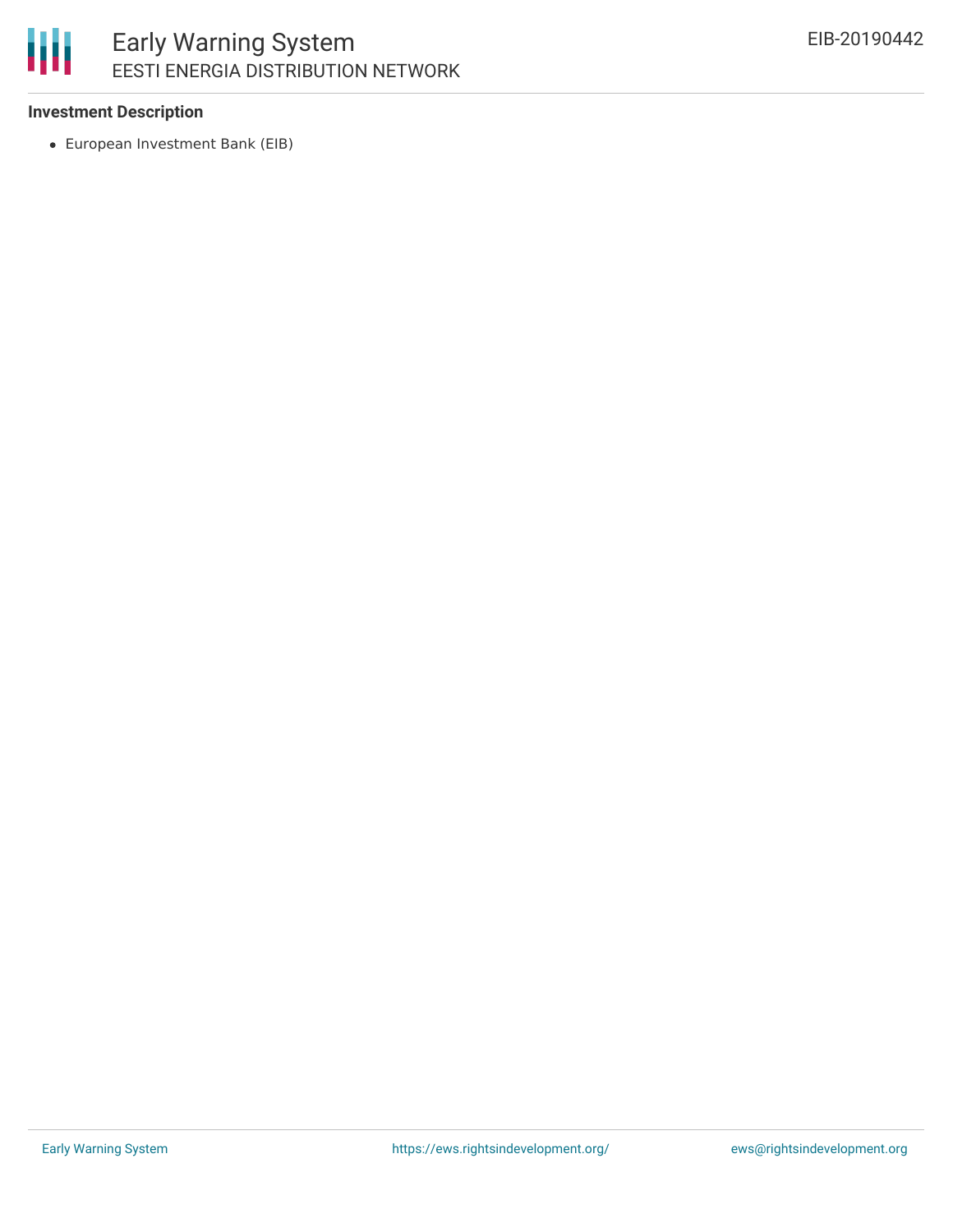### Investment Description

- European Investment Bank (EIB)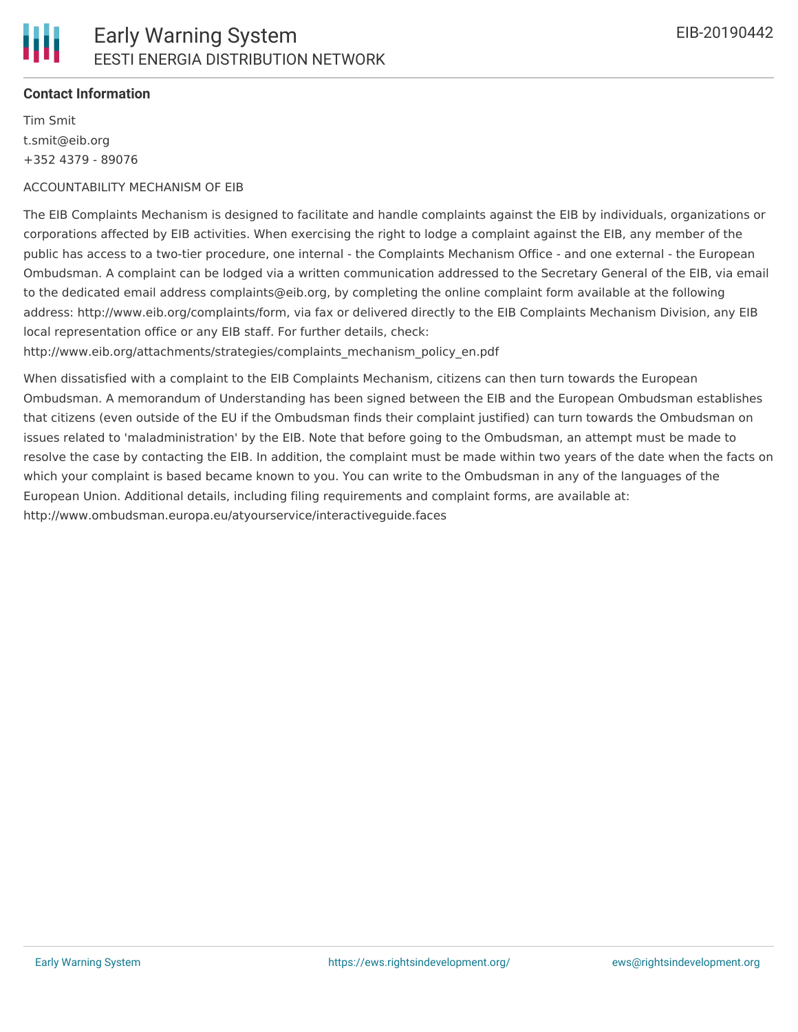**Contact Information**

Tim Smit
t.smit@eib.org
+352 4379 - 89076

ACCOUNTABILITY MECHANISM OF EIB

The EIB Complaints Mechanism is designed to facilitate and handle complaints against the EIB by individuals, organizations or corporations affected by EIB activities. When exercising the right to lodge a complaint against the EIB, any member of the public has access to a two-tier procedure, one internal - the Complaints Mechanism Office - and one external - the European Ombudsman. A complaint can be lodged via a written communication addressed to the Secretary General of the EIB, via email to the dedicated email address complaints@eib.org, by completing the online complaint form available at the following address: http://www.eib.org/complaints/form, via fax or delivered directly to the EIB Complaints Mechanism Division, any EIB local representation office or any EIB staff. For further details, check: http://www.eib.org/attachments/strategies/complaints_mechanism_policy_en.pdf

When dissatisfied with a complaint to the EIB Complaints Mechanism, citizens can then turn towards the European Ombudsman. A memorandum of Understanding has been signed between the EIB and the European Ombudsman establishes that citizens (even outside of the EU if the Ombudsman finds their complaint justified) can turn towards the Ombudsman on issues related to 'maladministration' by the EIB. Note that before going to the Ombudsman, an attempt must be made to resolve the case by contacting the EIB. In addition, the complaint must be made within two years of the date when the facts on which your complaint is based became known to you. You can write to the Ombudsman in any of the languages of the European Union. Additional details, including filing requirements and complaint forms, are available at: http://www.ombudsman.europa.eu/atyourservice/interactiveguide.faces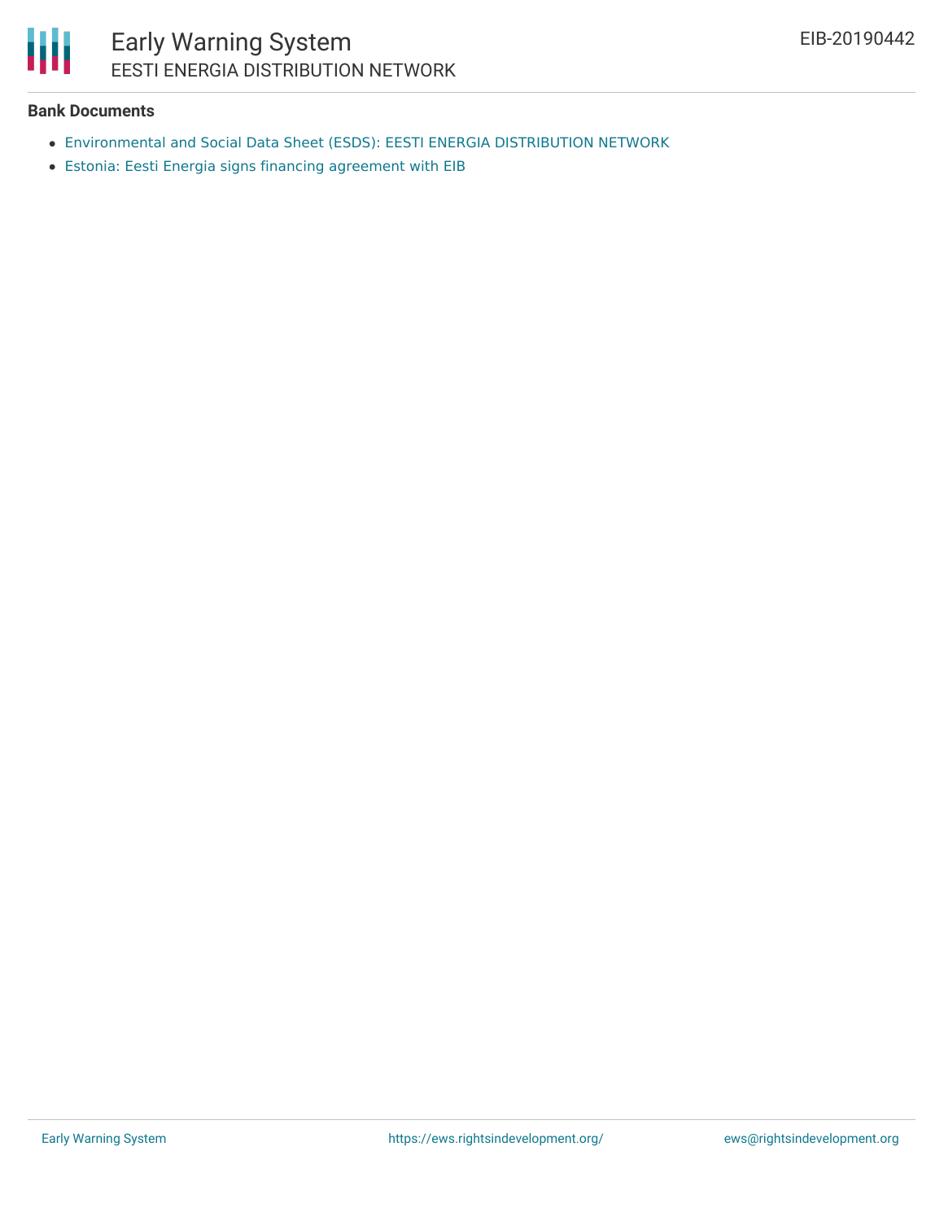**Bank Documents**

- Environmental and Social Data Sheet (ESDS): EESTI ENERGIA DISTRIBUTION NETWORK
- Estonia: Eesti Energia signs financing agreement with EIB